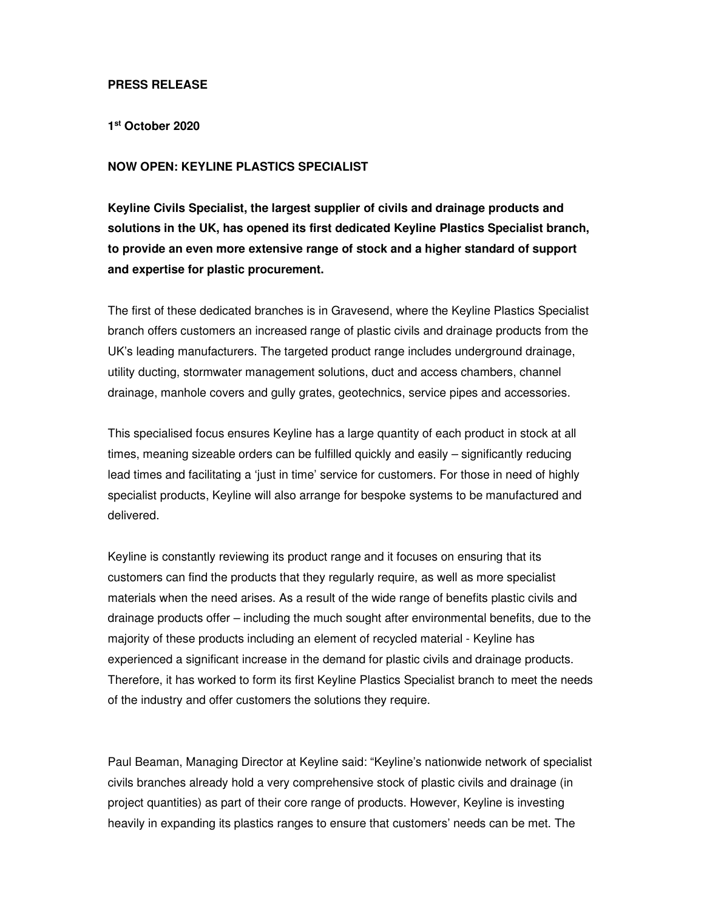**PRESS RELEASE**

**1st October 2020**

**NOW OPEN: KEYLINE PLASTICS SPECIALIST**

**Keyline Civils Specialist, the largest supplier of civils and drainage products and solutions in the UK, has opened its first dedicated Keyline Plastics Specialist branch, to provide an even more extensive range of stock and a higher standard of support and expertise for plastic procurement.**

The first of these dedicated branches is in Gravesend, where the Keyline Plastics Specialist branch offers customers an increased range of plastic civils and drainage products from the UK's leading manufacturers. The targeted product range includes underground drainage, utility ducting, stormwater management solutions, duct and access chambers, channel drainage, manhole covers and gully grates, geotechnics, service pipes and accessories.

This specialised focus ensures Keyline has a large quantity of each product in stock at all times, meaning sizeable orders can be fulfilled quickly and easily – significantly reducing lead times and facilitating a 'just in time' service for customers. For those in need of highly specialist products, Keyline will also arrange for bespoke systems to be manufactured and delivered.

Keyline is constantly reviewing its product range and it focuses on ensuring that its customers can find the products that they regularly require, as well as more specialist materials when the need arises. As a result of the wide range of benefits plastic civils and drainage products offer – including the much sought after environmental benefits, due to the majority of these products including an element of recycled material - Keyline has experienced a significant increase in the demand for plastic civils and drainage products. Therefore, it has worked to form its first Keyline Plastics Specialist branch to meet the needs of the industry and offer customers the solutions they require.

Paul Beaman, Managing Director at Keyline said: "Keyline's nationwide network of specialist civils branches already hold a very comprehensive stock of plastic civils and drainage (in project quantities) as part of their core range of products. However, Keyline is investing heavily in expanding its plastics ranges to ensure that customers' needs can be met. The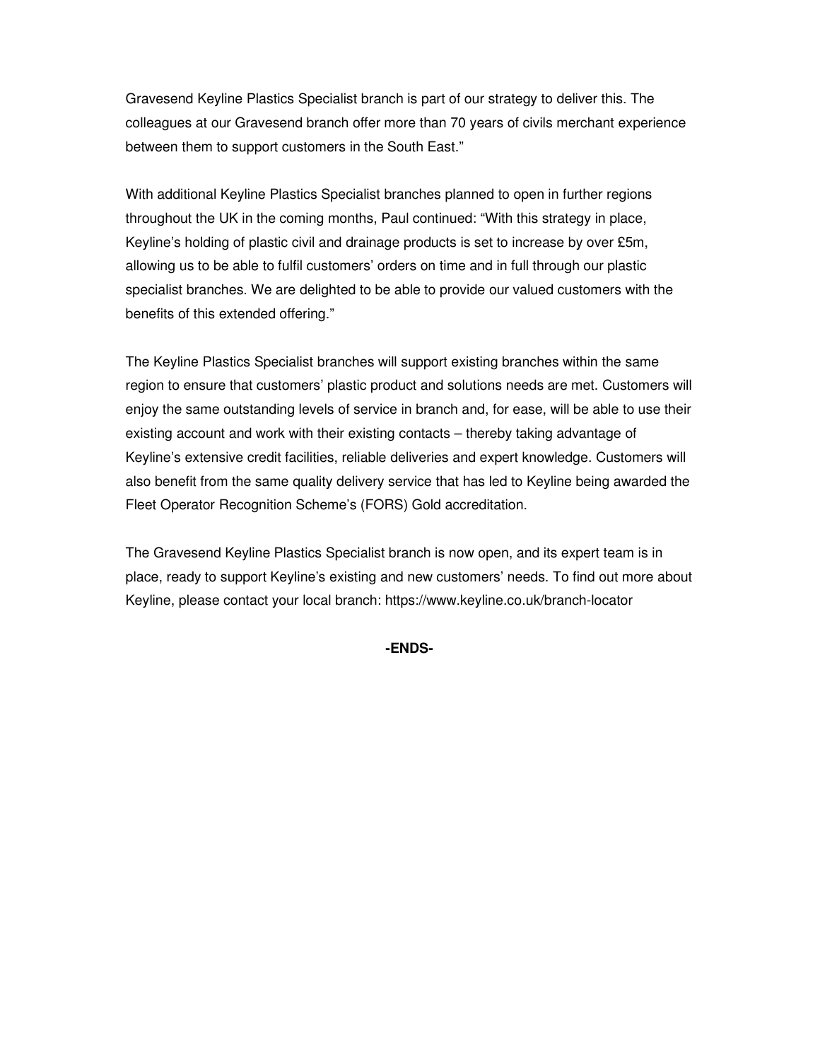Gravesend Keyline Plastics Specialist branch is part of our strategy to deliver this. The colleagues at our Gravesend branch offer more than 70 years of civils merchant experience between them to support customers in the South East."

With additional Keyline Plastics Specialist branches planned to open in further regions throughout the UK in the coming months, Paul continued: "With this strategy in place, Keyline's holding of plastic civil and drainage products is set to increase by over £5m, allowing us to be able to fulfil customers' orders on time and in full through our plastic specialist branches. We are delighted to be able to provide our valued customers with the benefits of this extended offering."

The Keyline Plastics Specialist branches will support existing branches within the same region to ensure that customers' plastic product and solutions needs are met. Customers will enjoy the same outstanding levels of service in branch and, for ease, will be able to use their existing account and work with their existing contacts – thereby taking advantage of Keyline's extensive credit facilities, reliable deliveries and expert knowledge. Customers will also benefit from the same quality delivery service that has led to Keyline being awarded the Fleet Operator Recognition Scheme's (FORS) Gold accreditation.

The Gravesend Keyline Plastics Specialist branch is now open, and its expert team is in place, ready to support Keyline's existing and new customers' needs. To find out more about Keyline, please contact your local branch: https://www.keyline.co.uk/branch-locator

**-ENDS-**